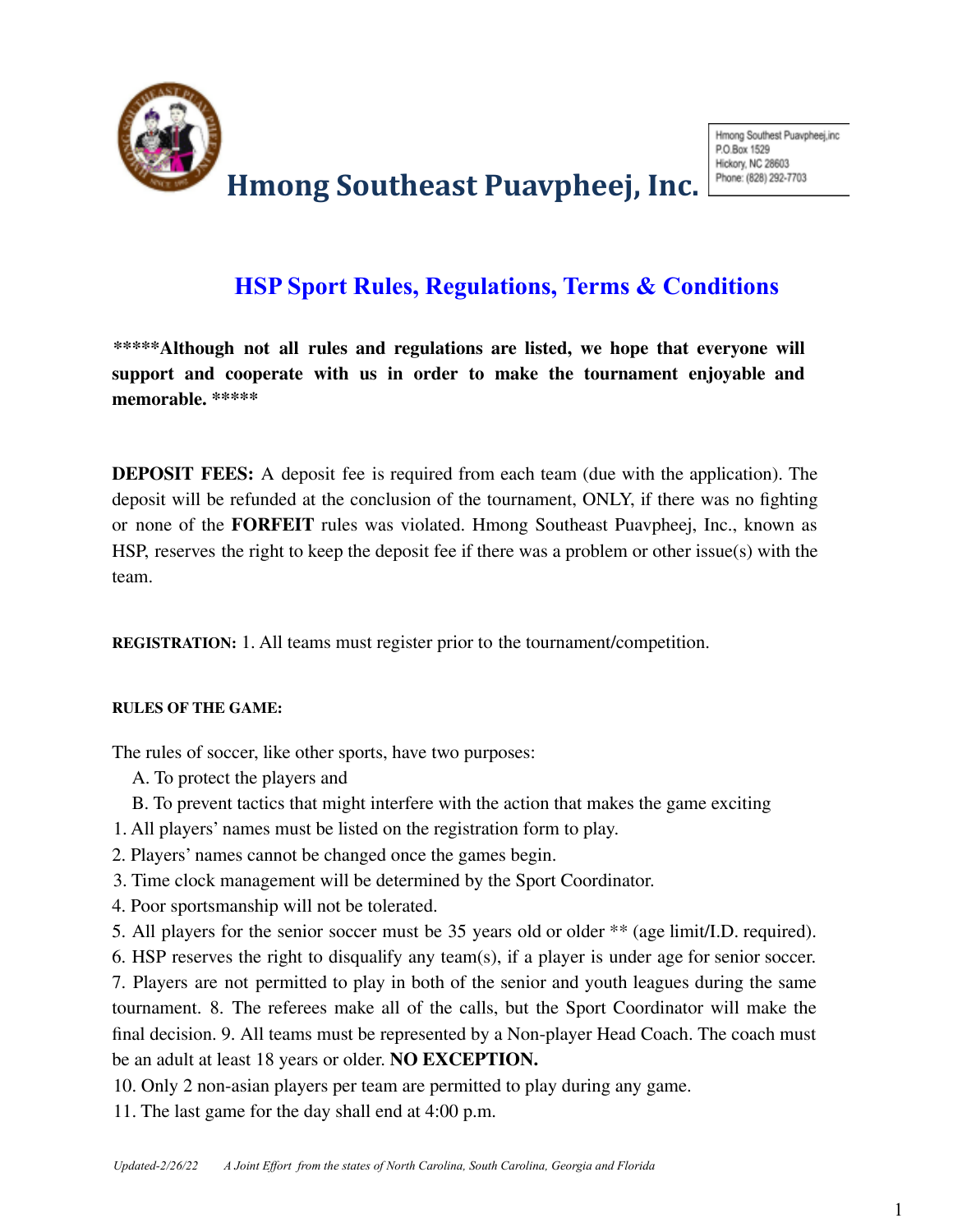# Hmong Southeast Puavpheej, Inc.

Hmong Southest Puavpheej,inc
P.O.Box 1529
Hickory, NC 28603
Phone: (828) 292-7703

## HSP Sport Rules, Regulations, Terms & Conditions

**\*\*\*\*\*Although not all rules and regulations are listed, we hope that everyone will support and cooperate with us in order to make the tournament enjoyable and memorable. \*\*\*\*\***

**DEPOSIT FEES:** A deposit fee is required from each team (due with the application). The deposit will be refunded at the conclusion of the tournament, ONLY, if there was no fighting or none of the **FORFEIT** rules was violated. Hmong Southeast Puavpheej, Inc., known as HSP, reserves the right to keep the deposit fee if there was a problem or other issue(s) with the team.

**REGISTRATION:** 1. All teams must register prior to the tournament/competition.

**RULES OF THE GAME:**

The rules of soccer, like other sports, have two purposes:

A. To protect the players and

B. To prevent tactics that might interfere with the action that makes the game exciting

1. All players' names must be listed on the registration form to play.
2. Players' names cannot be changed once the games begin.
3. Time clock management will be determined by the Sport Coordinator.
4. Poor sportsmanship will not be tolerated.
5. All players for the senior soccer must be 35 years old or older ** (age limit/I.D. required).
6. HSP reserves the right to disqualify any team(s), if a player is under age for senior soccer.
7. Players are not permitted to play in both of the senior and youth leagues during the same tournament.
8. The referees make all of the calls, but the Sport Coordinator will make the final decision.
9. All teams must be represented by a Non-player Head Coach. The coach must be an adult at least 18 years or older. **NO EXCEPTION.**
10. Only 2 non-asian players per team are permitted to play during any game.
11. The last game for the day shall end at 4:00 p.m.

*Updated-2/26/22 A Joint Effort from the states of North Carolina, South Carolina, Georgia and Florida*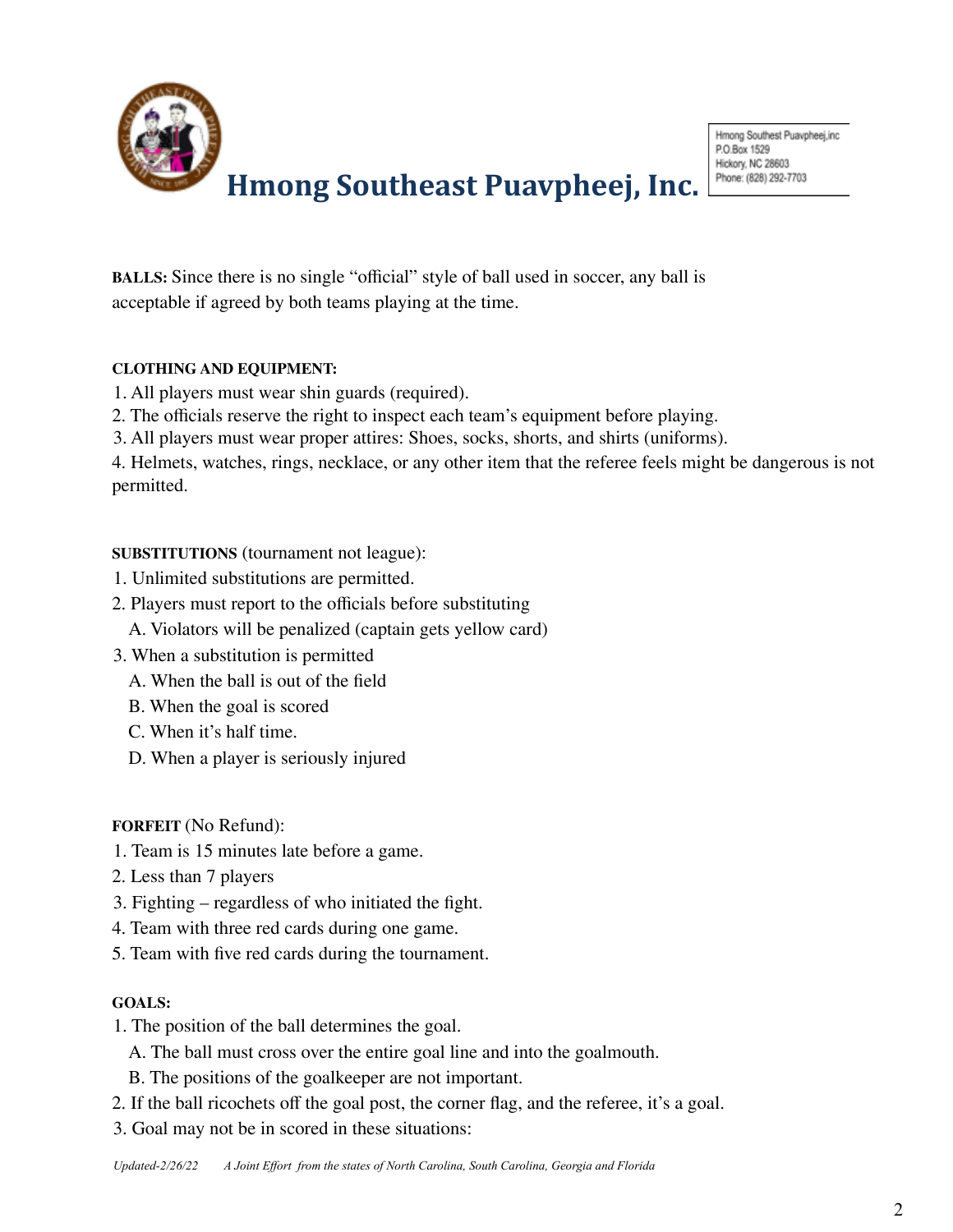**BALLS:** Since there is no single "official" style of ball used in soccer, any ball is acceptable if agreed by both teams playing at the time.

**CLOTHING AND EQUIPMENT:**

1. All players must wear shin guards (required).
2. The officials reserve the right to inspect each team's equipment before playing.
3. All players must wear proper attires: Shoes, socks, shorts, and shirts (uniforms).
4. Helmets, watches, rings, necklace, or any other item that the referee feels might be dangerous is not permitted.

**SUBSTITUTIONS** (tournament not league):

1. Unlimited substitutions are permitted.
2. Players must report to the officials before substituting
   A. Violators will be penalized (captain gets yellow card)
3. When a substitution is permitted
   A. When the ball is out of the field
   B. When the goal is scored
   C. When it's half time.
   D. When a player is seriously injured

**FORFEIT** (No Refund):

1. Team is 15 minutes late before a game.
2. Less than 7 players
3. Fighting – regardless of who initiated the fight.
4. Team with three red cards during one game.
5. Team with five red cards during the tournament.

**GOALS:**

1. The position of the ball determines the goal.
   A. The ball must cross over the entire goal line and into the goalmouth.
   B. The positions of the goalkeeper are not important.
2. If the ball ricochets off the goal post, the corner flag, and the referee, it's a goal.
3. Goal may not be in scored in these situations: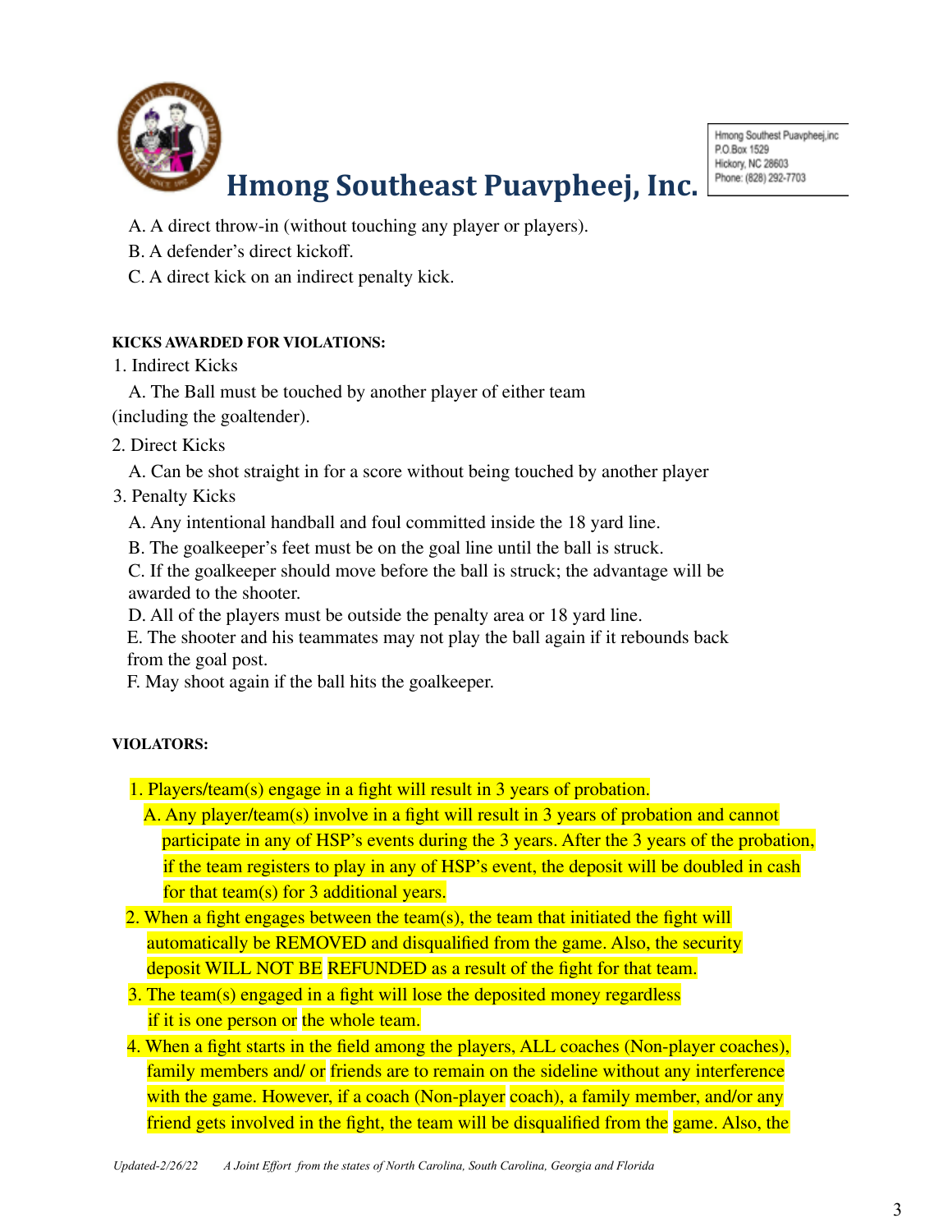A. A direct throw-in (without touching any player or players).  
B. A defender's direct kickoff.  
C. A direct kick on an indirect penalty kick.

**KICKS AWARDED FOR VIOLATIONS:**

1. Indirect Kicks
   A. The Ball must be touched by another player of either team (including the goaltender).
2. Direct Kicks
   A. Can be shot straight in for a score without being touched by another player
3. Penalty Kicks
   A. Any intentional handball and foul committed inside the 18 yard line.  
   B. The goalkeeper's feet must be on the goal line until the ball is struck.  
   C. If the goalkeeper should move before the ball is struck; the advantage will be awarded to the shooter.  
   D. All of the players must be outside the penalty area or 18 yard line.  
   E. The shooter and his teammates may not play the ball again if it rebounds back from the goal post.  
   F. May shoot again if the ball hits the goalkeeper.

**VIOLATORS:**

1. Players/team(s) engage in a fight will result in 3 years of probation.
   A. Any player/team(s) involve in a fight will result in 3 years of probation and cannot participate in any of HSP's events during the 3 years. After the 3 years of the probation, if the team registers to play in any of HSP's event, the deposit will be doubled in cash for that team(s) for 3 additional years.
2. When a fight engages between the team(s), the team that initiated the fight will automatically be REMOVED and disqualified from the game. Also, the security deposit WILL NOT BE REFUNDED as a result of the fight for that team.
3. The team(s) engaged in a fight will lose the deposited money regardless if it is one person or the whole team.
4. When a fight starts in the field among the players, ALL coaches (Non-player coaches), family members and/ or friends are to remain on the sideline without any interference with the game. However, if a coach (Non-player coach), a family member, and/or any friend gets involved in the fight, the team will be disqualified from the game. Also, the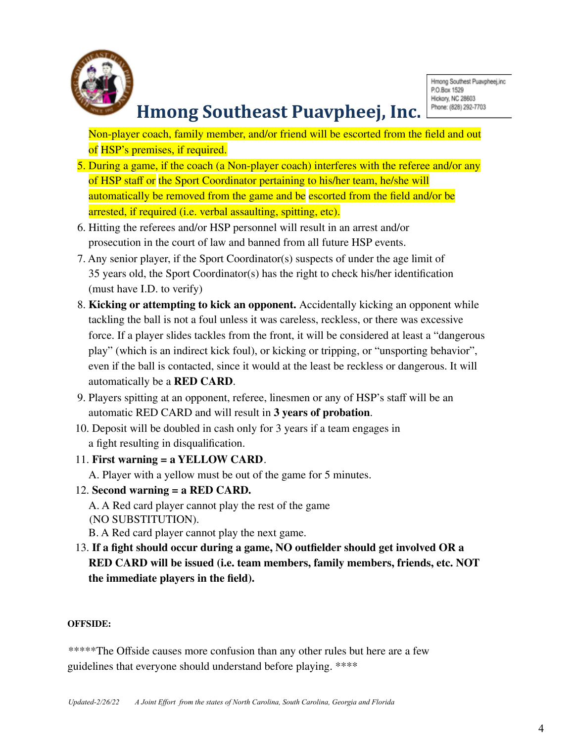Non-player coach, family member, and/or friend will be escorted from the field and out of HSP's premises, if required.

5. During a game, if the coach (a Non-player coach) interferes with the referee and/or any of HSP staff or the Sport Coordinator pertaining to his/her team, he/she will automatically be removed from the game and be escorted from the field and/or be arrested, if required (i.e. verbal assaulting, spitting, etc).
6. Hitting the referees and/or HSP personnel will result in an arrest and/or prosecution in the court of law and banned from all future HSP events.
7. Any senior player, if the Sport Coordinator(s) suspects of under the age limit of 35 years old, the Sport Coordinator(s) has the right to check his/her identification (must have I.D. to verify)
8. **Kicking or attempting to kick an opponent.** Accidentally kicking an opponent while tackling the ball is not a foul unless it was careless, reckless, or there was excessive force. If a player slides tackles from the front, it will be considered at least a "dangerous play" (which is an indirect kick foul), or kicking or tripping, or "unsporting behavior", even if the ball is contacted, since it would at the least be reckless or dangerous. It will automatically be a **RED CARD**.
9. Players spitting at an opponent, referee, linesmen or any of HSP's staff will be an automatic RED CARD and will result in **3 years of probation**.
10. Deposit will be doubled in cash only for 3 years if a team engages in a fight resulting in disqualification.
11. **First warning = a YELLOW CARD**.
    A. Player with a yellow must be out of the game for 5 minutes.
12. **Second warning = a RED CARD.**
    A. A Red card player cannot play the rest of the game (NO SUBSTITUTION).
    B. A Red card player cannot play the next game.
13. **If a fight should occur during a game, NO outfielder should get involved OR a RED CARD will be issued (i.e. team members, family members, friends, etc. NOT the immediate players in the field).**

**OFFSIDE:**

*****The Offside causes more confusion than any other rules but here are a few guidelines that everyone should understand before playing. ****

*Updated-2/26/22 A Joint Effort from the states of North Carolina, South Carolina, Georgia and Florida*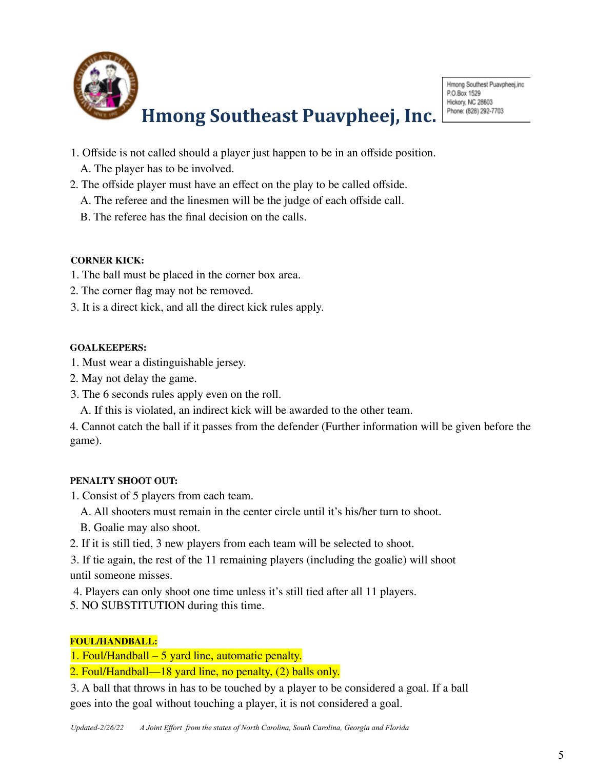# Hmong Southeast Puavpheej, Inc.

Hmong Southest Puavpheej,inc
P.O.Box 1529
Hickory, NC 28603
Phone: (828) 292-7703

1. Offside is not called should a player just happen to be in an offside position.
   A. The player has to be involved.
2. The offside player must have an effect on the play to be called offside.
   A. The referee and the linesmen will be the judge of each offside call.
   B. The referee has the final decision on the calls.

**CORNER KICK:**

1. The ball must be placed in the corner box area.
2. The corner flag may not be removed.
3. It is a direct kick, and all the direct kick rules apply.

**GOALKEEPERS:**

1. Must wear a distinguishable jersey.
2. May not delay the game.
3. The 6 seconds rules apply even on the roll.
   A. If this is violated, an indirect kick will be awarded to the other team.
4. Cannot catch the ball if it passes from the defender (Further information will be given before the game).

**PENALTY SHOOT OUT:**

1. Consist of 5 players from each team.
   A. All shooters must remain in the center circle until it's his/her turn to shoot.
   B. Goalie may also shoot.
2. If it is still tied, 3 new players from each team will be selected to shoot.
3. If tie again, the rest of the 11 remaining players (including the goalie) will shoot until someone misses.
4. Players can only shoot one time unless it's still tied after all 11 players.
5. NO SUBSTITUTION during this time.

**FOUL/HANDBALL:**

1. Foul/Handball – 5 yard line, automatic penalty.
2. Foul/Handball—18 yard line, no penalty, (2) balls only.
3. A ball that throws in has to be touched by a player to be considered a goal. If a ball goes into the goal without touching a player, it is not considered a goal.

*Updated-2/26/22   A Joint Effort from the states of North Carolina, South Carolina, Georgia and Florida*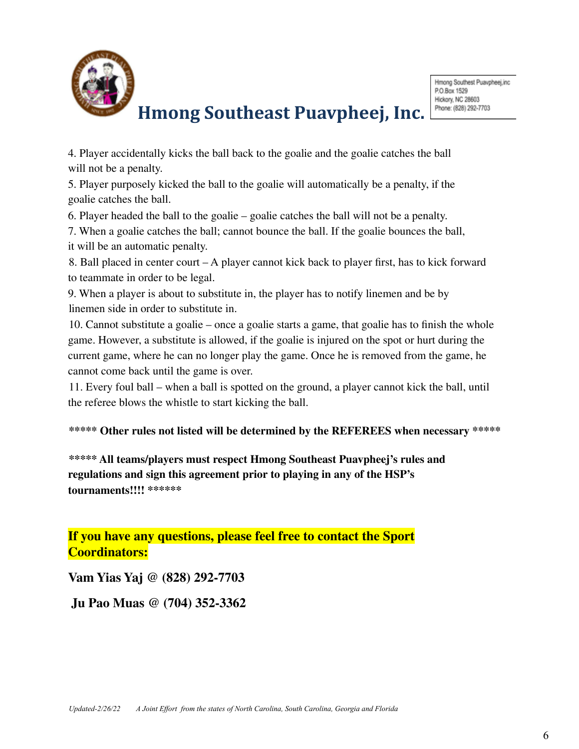4. Player accidentally kicks the ball back to the goalie and the goalie catches the ball will not be a penalty.
5. Player purposely kicked the ball to the goalie will automatically be a penalty, if the goalie catches the ball.
6. Player headed the ball to the goalie – goalie catches the ball will not be a penalty.
7. When a goalie catches the ball; cannot bounce the ball. If the goalie bounces the ball, it will be an automatic penalty.
8. Ball placed in center court – A player cannot kick back to player first, has to kick forward to teammate in order to be legal.
9. When a player is about to substitute in, the player has to notify linemen and be by linemen side in order to substitute in.
10. Cannot substitute a goalie – once a goalie starts a game, that goalie has to finish the whole game. However, a substitute is allowed, if the goalie is injured on the spot or hurt during the current game, where he can no longer play the game. Once he is removed from the game, he cannot come back until the game is over.
11. Every foul ball – when a ball is spotted on the ground, a player cannot kick the ball, until the referee blows the whistle to start kicking the ball.

**\*\*\*\*\* Other rules not listed will be determined by the REFEREES when necessary \*\*\*\*\***

**\*\*\*\*\* All teams/players must respect Hmong Southeast Puavpheej's rules and regulations and sign this agreement prior to playing in any of the HSP's tournaments!!!! \*\*\*\*\*\***

**If you have any questions, please feel free to contact the Sport Coordinators:**

**Vam Yias Yaj @ (828) 292-7703**

**Ju Pao Muas @ (704) 352-3362**

*Updated-2/26/22 A Joint Effort from the states of North Carolina, South Carolina, Georgia and Florida*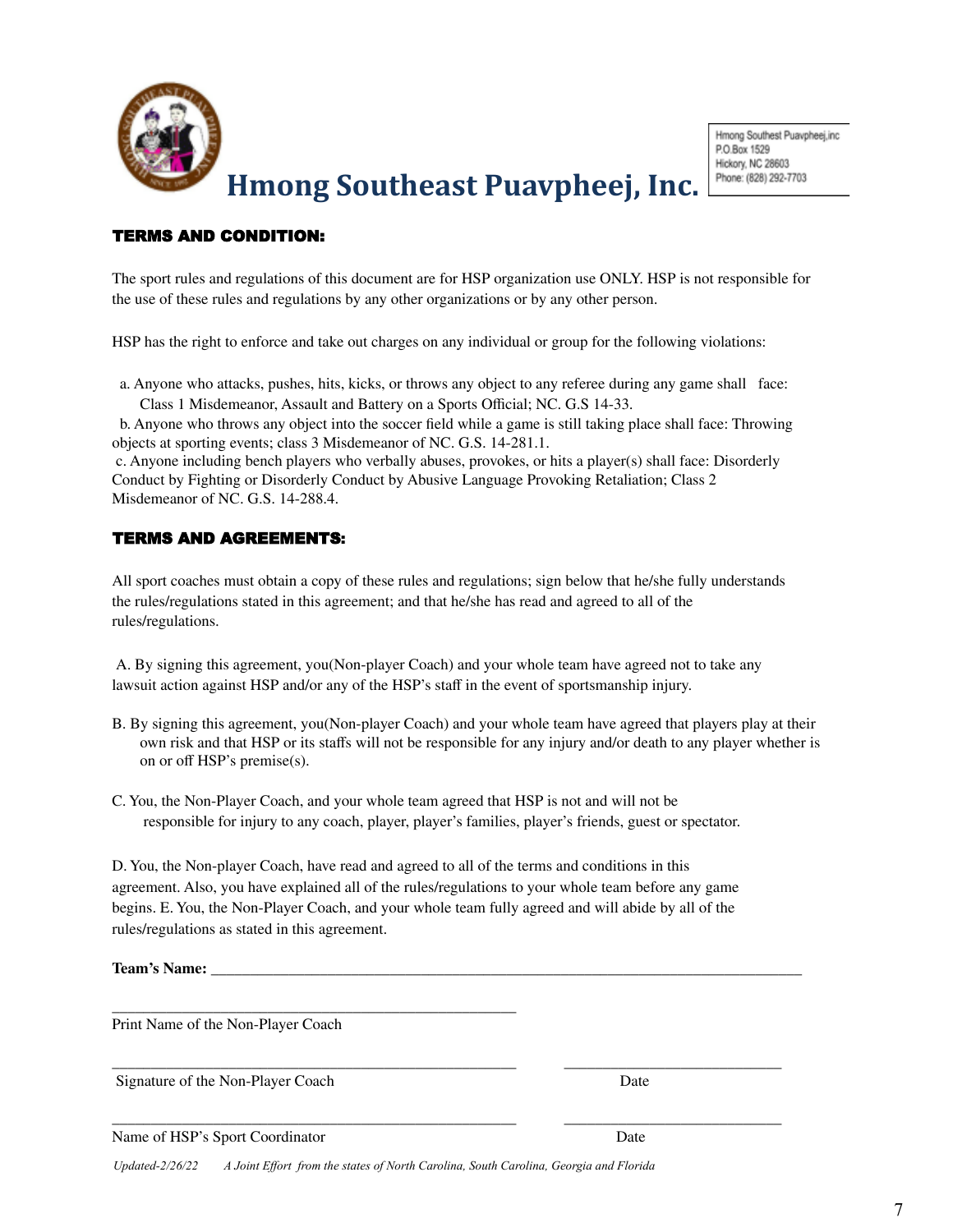# Hmong Southeast Puavpheej, Inc.

Hmong Southest Puavpheej,inc
P.O.Box 1529
Hickory, NC 28603
Phone: (828) 292-7703

**TERMS AND CONDITION:**

The sport rules and regulations of this document are for HSP organization use ONLY. HSP is not responsible for the use of these rules and regulations by any other organizations or by any other person.

HSP has the right to enforce and take out charges on any individual or group for the following violations:

a. Anyone who attacks, pushes, hits, kicks, or throws any object to any referee during any game shall face: Class 1 Misdemeanor, Assault and Battery on a Sports Official; NC. G.S 14-33.
b. Anyone who throws any object into the soccer field while a game is still taking place shall face: Throwing objects at sporting events; class 3 Misdemeanor of NC. G.S. 14-281.1.
c. Anyone including bench players who verbally abuses, provokes, or hits a player(s) shall face: Disorderly Conduct by Fighting or Disorderly Conduct by Abusive Language Provoking Retaliation; Class 2 Misdemeanor of NC. G.S. 14-288.4.

**TERMS AND AGREEMENTS:**

All sport coaches must obtain a copy of these rules and regulations; sign below that he/she fully understands the rules/regulations stated in this agreement; and that he/she has read and agreed to all of the rules/regulations.

A. By signing this agreement, you(Non-player Coach) and your whole team have agreed not to take any lawsuit action against HSP and/or any of the HSP's staff in the event of sportsmanship injury.

B. By signing this agreement, you(Non-player Coach) and your whole team have agreed that players play at their own risk and that HSP or its staffs will not be responsible for any injury and/or death to any player whether is on or off HSP's premise(s).

C. You, the Non-Player Coach, and your whole team agreed that HSP is not and will not be responsible for injury to any coach, player, player's families, player's friends, guest or spectator.

D. You, the Non-player Coach, have read and agreed to all of the terms and conditions in this agreement. Also, you have explained all of the rules/regulations to your whole team before any game begins. E. You, the Non-Player Coach, and your whole team fully agreed and will abide by all of the rules/regulations as stated in this agreement.

**Team's Name:** ______________________________________________

______________________________________
Print Name of the Non-Player Coach

______________________________________ ______________________
Signature of the Non-Player Coach Date

______________________________________ ______________________
Name of HSP's Sport Coordinator Date

*Updated-2/26/22* *A Joint Effort from the states of North Carolina, South Carolina, Georgia and Florida*